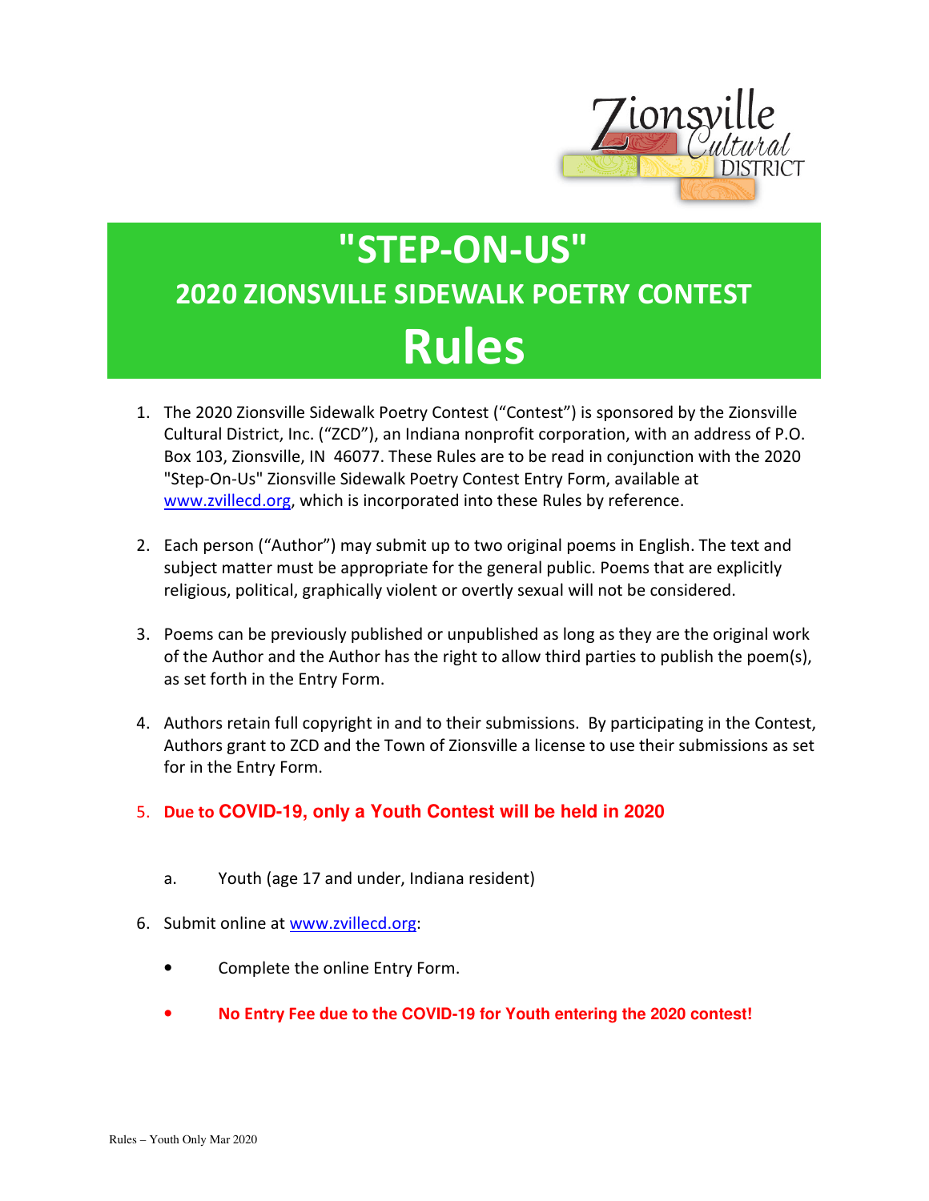# "STEP-ON-US"

## 2020 ZIONSVILLE SIDEWALK POETRY CONTEST

# Rules

1. The 2020 Zionsville Sidewalk Poetry Contest ("Contest") is sponsored by the Zionsville Cultural District, Inc. ("ZCD"), an Indiana nonprofit corporation, with an address of P.O. Box 103, Zionsville, IN 46077. These Rules are to be read in conjunction with the 2020 "Step-On-Us" Zionsville Sidewalk Poetry Contest Entry Form, available at www.zvillecd.org, which is incorporated into these Rules by reference.

2. Each person ("Author") may submit up to two original poems in English. The text and subject matter must be appropriate for the general public. Poems that are explicitly religious, political, graphically violent or overtly sexual will not be considered.

3. Poems can be previously published or unpublished as long as they are the original work of the Author and the Author has the right to allow third parties to publish the poem(s), as set forth in the Entry Form.

4. Authors retain full copyright in and to their submissions. By participating in the Contest, Authors grant to ZCD and the Town of Zionsville a license to use their submissions as set for in the Entry Form.

5. **Due to COVID-19, only a Youth Contest will be held in 2020**

    a. Youth (age 17 and under, Indiana resident)

6. Submit online at www.zvillecd.org:

    - Complete the online Entry Form.
    - **No Entry Fee due to the COVID-19 for Youth entering the 2020 contest!**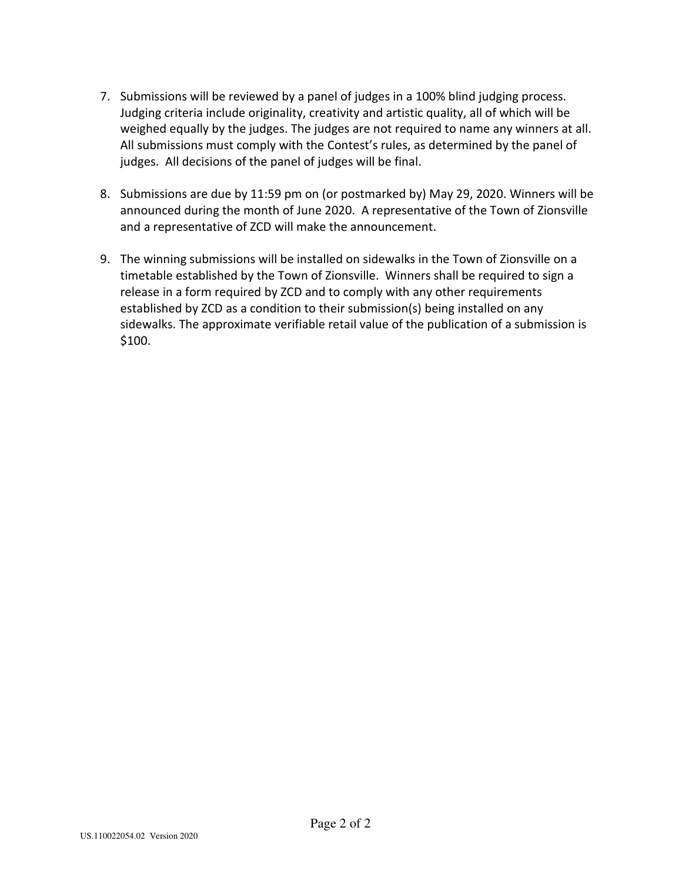7. Submissions will be reviewed by a panel of judges in a 100% blind judging process. Judging criteria include originality, creativity and artistic quality, all of which will be weighed equally by the judges. The judges are not required to name any winners at all. All submissions must comply with the Contest's rules, as determined by the panel of judges. All decisions of the panel of judges will be final.

8. Submissions are due by 11:59 pm on (or postmarked by) May 29, 2020. Winners will be announced during the month of June 2020. A representative of the Town of Zionsville and a representative of ZCD will make the announcement.

9. The winning submissions will be installed on sidewalks in the Town of Zionsville on a timetable established by the Town of Zionsville. Winners shall be required to sign a release in a form required by ZCD and to comply with any other requirements established by ZCD as a condition to their submission(s) being installed on any sidewalks. The approximate verifiable retail value of the publication of a submission is $100.

US.110022054.02 Version 2020